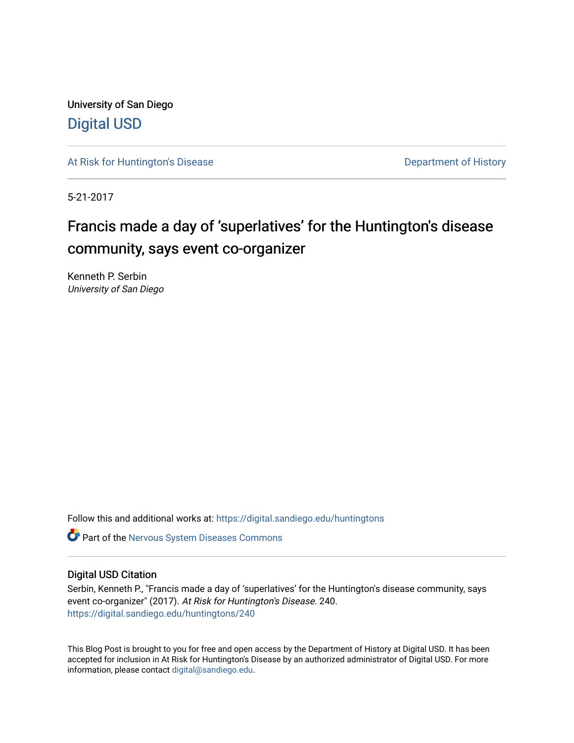University of San Diego

# Digital USD

At Risk for Huntington's Disease

Department of History

5-21-2017

# Francis made a day of 'superlatives' for the Huntington's disease community, says event co-organizer

Kenneth P. Serbin
*University of San Diego*

Follow this and additional works at: https://digital.sandiego.edu/huntingtons

Part of the Nervous System Diseases Commons

## Digital USD Citation

Serbin, Kenneth P., "Francis made a day of 'superlatives' for the Huntington's disease community, says event co-organizer" (2017). *At Risk for Huntington's Disease*. 240.
https://digital.sandiego.edu/huntingtons/240

This Blog Post is brought to you for free and open access by the Department of History at Digital USD. It has been accepted for inclusion in At Risk for Huntington's Disease by an authorized administrator of Digital USD. For more information, please contact digital@sandiego.edu.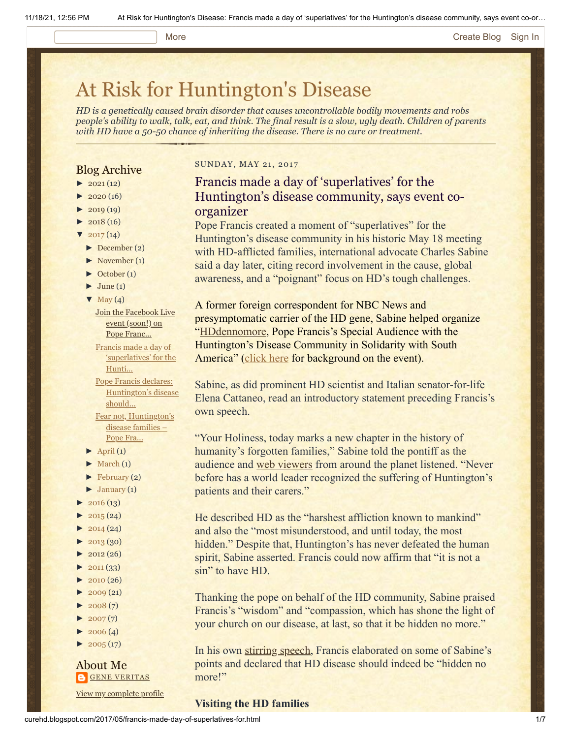# At Risk for Huntington's Disease

*HD is a genetically caused brain disorder that causes uncontrollable bodily movements and robs people's ability to walk, talk, eat, and think. The final result is a slow, ugly death. Children of parents with HD have a 50-50 chance of inheriting the disease. There is no cure or treatment.*

## Blog Archive

- ► 2021 (12)
- ► 2020 (16)
- ► 2019 (19)
- ► 2018 (16)
- ▼ 2017 (14)
  - ► December (2)
  - ► November (1)
  - ► October (1)
  - ► June (1)
  - ▼ May (4)
    - Join the Facebook Live event (soon!) on Pope Franc...
    - Francis made a day of 'superlatives' for the Hunti...
    - Pope Francis declares: Huntington's disease should...
    - Fear not, Huntington's disease families – Pope Fra...
  - ► April (1)
  - ► March (1)
  - ► February (2)
  - ► January (1)
- ► 2016 (13)
- ► 2015 (24)
- ► 2014 (24)
- ► 2013 (30)
- ► 2012 (26)
- ► 2011 (33)
- ► 2010 (26)
- ► 2009 (21)
- ► 2008 (7)
- ► 2007 (7)
- ► 2006 (4)
- ► 2005 (17)

## About Me

GENE VERITAS

View my complete profile

SUNDAY, MAY 21, 2017

## Francis made a day of 'superlatives' for the Huntington's disease community, says event co-organizer

Pope Francis created a moment of "superlatives" for the Huntington's disease community in his historic May 18 meeting with HD-afflicted families, international advocate Charles Sabine said a day later, citing record involvement in the cause, global awareness, and a "poignant" focus on HD's tough challenges.

A former foreign correspondent for NBC News and presymptomatic carrier of the HD gene, Sabine helped organize "HDdennomore, Pope Francis's Special Audience with the Huntington's Disease Community in Solidarity with South America" (click here for background on the event).

Sabine, as did prominent HD scientist and Italian senator-for-life Elena Cattaneo, read an introductory statement preceding Francis's own speech.

"Your Holiness, today marks a new chapter in the history of humanity's forgotten families," Sabine told the pontiff as the audience and web viewers from around the planet listened. "Never before has a world leader recognized the suffering of Huntington's patients and their carers."

He described HD as the "harshest affliction known to mankind" and also the "most misunderstood, and until today, the most hidden." Despite that, Huntington's has never defeated the human spirit, Sabine asserted. Francis could now affirm that "it is not a sin" to have HD.

Thanking the pope on behalf of the HD community, Sabine praised Francis's "wisdom" and "compassion, which has shone the light of your church on our disease, at last, so that it be hidden no more."

In his own stirring speech, Francis elaborated on some of Sabine's points and declared that HD disease should indeed be "hidden no more!"

### Visiting the HD families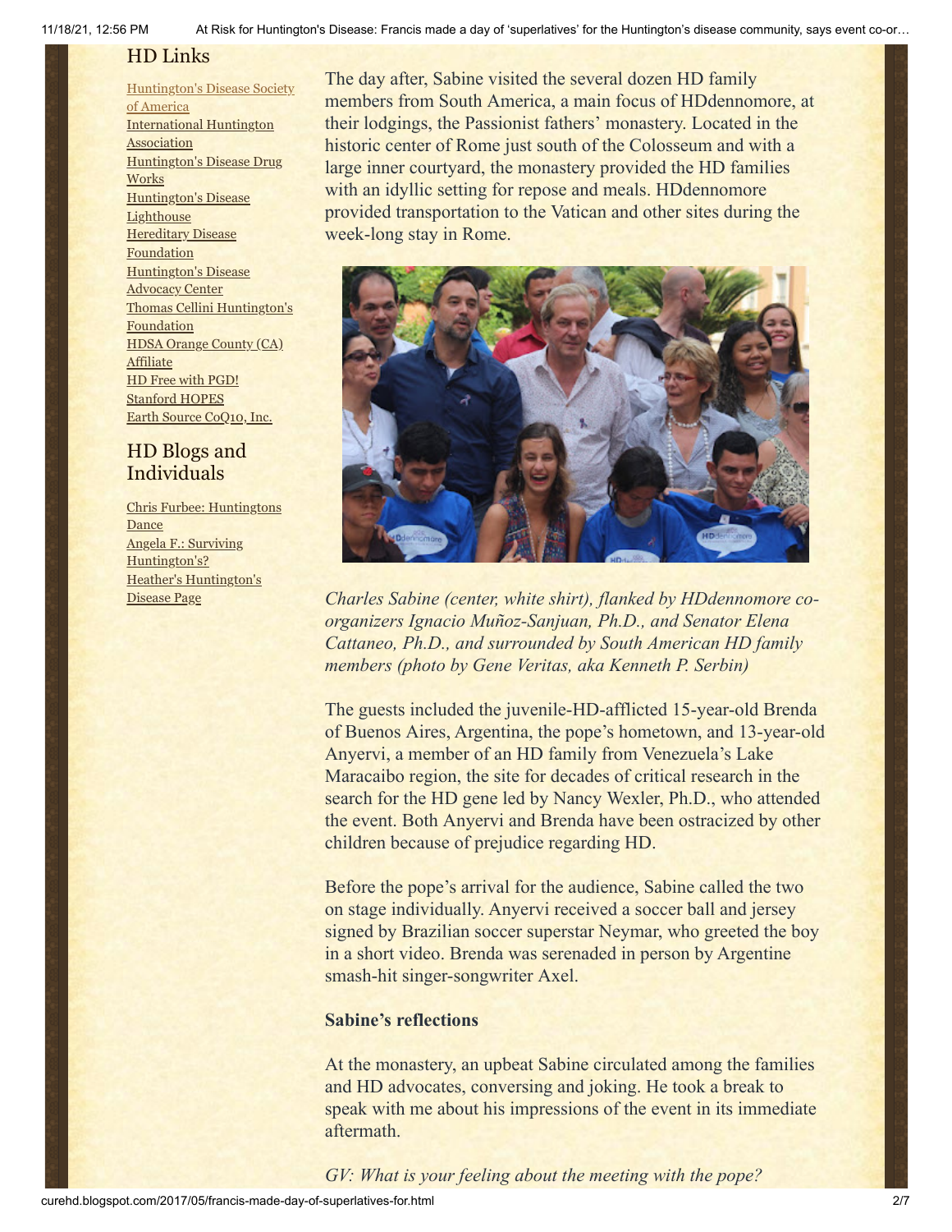## HD Links

[Huntington's Disease Society of America](#)
[International Huntington Association](#)
[Huntington's Disease Drug Works](#)
[Huntington's Disease Lighthouse](#)
[Hereditary Disease Foundation](#)
[Huntington's Disease Advocacy Center](#)
[Thomas Cellini Huntington's Foundation](#)
[HDSA Orange County (CA) Affiliate](#)
[HD Free with PGD!](#)
[Stanford HOPES](#)
[Earth Source CoQ10, Inc.](#)

## HD Blogs and Individuals

[Chris Furbee: Huntingtons Dance](#)
[Angela F.: Surviving Huntington's?](#)
[Heather's Huntington's Disease Page](#)

The day after, Sabine visited the several dozen HD family members from South America, a main focus of HDdennomore, at their lodgings, the Passionist fathers' monastery. Located in the historic center of Rome just south of the Colosseum and with a large inner courtyard, the monastery provided the HD families with an idyllic setting for repose and meals. HDdennomore provided transportation to the Vatican and other sites during the week-long stay in Rome.

*Charles Sabine (center, white shirt), flanked by HDdennomore co-organizers Ignacio Muñoz-Sanjuan, Ph.D., and Senator Elena Cattaneo, Ph.D., and surrounded by South American HD family members (photo by Gene Veritas, aka Kenneth P. Serbin)*

The guests included the juvenile-HD-afflicted 15-year-old Brenda of Buenos Aires, Argentina, the pope's hometown, and 13-year-old Anyervi, a member of an HD family from Venezuela's Lake Maracaibo region, the site for decades of critical research in the search for the HD gene led by Nancy Wexler, Ph.D., who attended the event. Both Anyervi and Brenda have been ostracized by other children because of prejudice regarding HD.

Before the pope's arrival for the audience, Sabine called the two on stage individually. Anyervi received a soccer ball and jersey signed by Brazilian soccer superstar Neymar, who greeted the boy in a short video. Brenda was serenaded in person by Argentine smash-hit singer-songwriter Axel.

**Sabine's reflections**

At the monastery, an upbeat Sabine circulated among the families and HD advocates, conversing and joking. He took a break to speak with me about his impressions of the event in its immediate aftermath.

*GV: What is your feeling about the meeting with the pope?*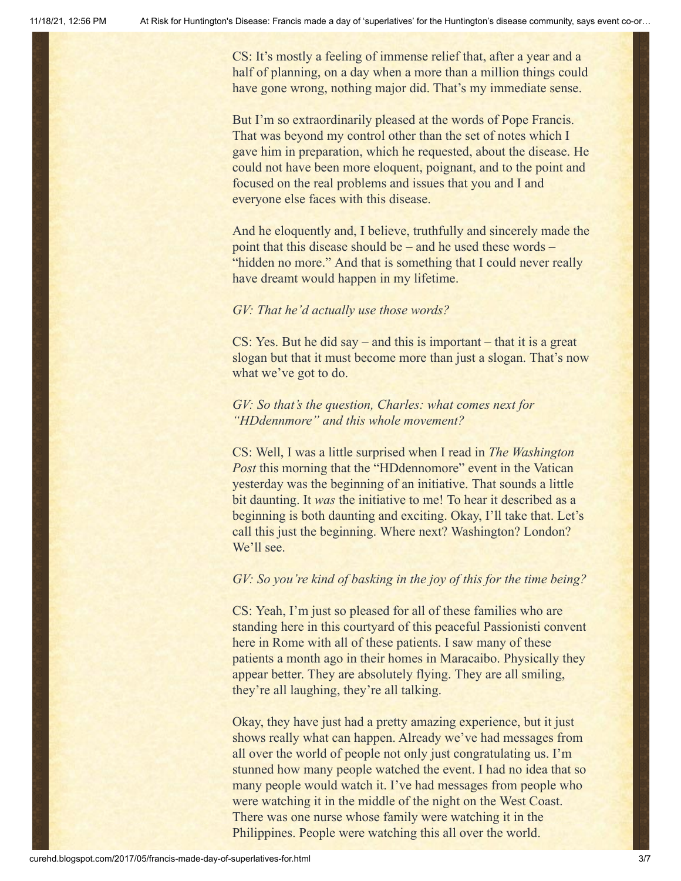CS: It's mostly a feeling of immense relief that, after a year and a half of planning, on a day when a more than a million things could have gone wrong, nothing major did. That's my immediate sense.

But I'm so extraordinarily pleased at the words of Pope Francis. That was beyond my control other than the set of notes which I gave him in preparation, which he requested, about the disease. He could not have been more eloquent, poignant, and to the point and focused on the real problems and issues that you and I and everyone else faces with this disease.

And he eloquently and, I believe, truthfully and sincerely made the point that this disease should be – and he used these words – "hidden no more." And that is something that I could never really have dreamt would happen in my lifetime.

*GV: That he'd actually use those words?*

CS: Yes. But he did say – and this is important – that it is a great slogan but that it must become more than just a slogan. That's now what we've got to do.

*GV: So that's the question, Charles: what comes next for "HDdennmore" and this whole movement?*

CS: Well, I was a little surprised when I read in *The Washington Post* this morning that the "HDdennomore" event in the Vatican yesterday was the beginning of an initiative. That sounds a little bit daunting. It *was* the initiative to me! To hear it described as a beginning is both daunting and exciting. Okay, I'll take that. Let's call this just the beginning. Where next? Washington? London? We'll see.

*GV: So you're kind of basking in the joy of this for the time being?*

CS: Yeah, I'm just so pleased for all of these families who are standing here in this courtyard of this peaceful Passionisti convent here in Rome with all of these patients. I saw many of these patients a month ago in their homes in Maracaibo. Physically they appear better. They are absolutely flying. They are all smiling, they're all laughing, they're all talking.

Okay, they have just had a pretty amazing experience, but it just shows really what can happen. Already we've had messages from all over the world of people not only just congratulating us. I'm stunned how many people watched the event. I had no idea that so many people would watch it. I've had messages from people who were watching it in the middle of the night on the West Coast. There was one nurse whose family were watching it in the Philippines. People were watching this all over the world.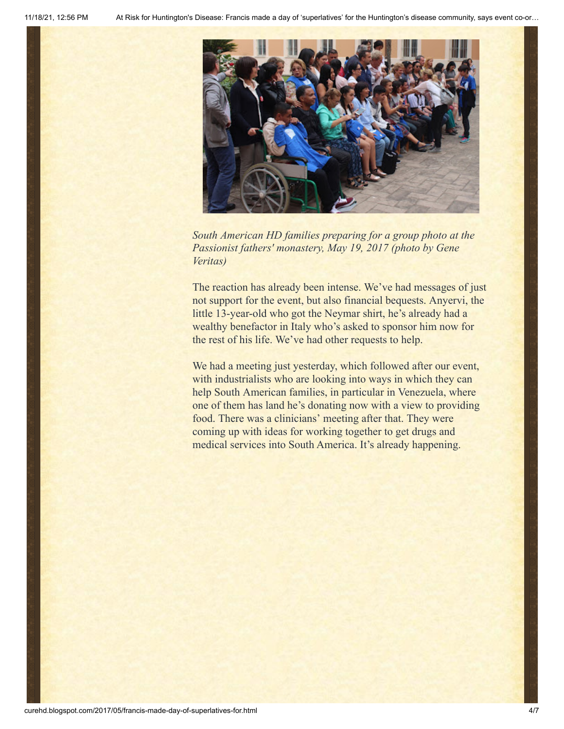*South American HD families preparing for a group photo at the Passionist fathers' monastery, May 19, 2017 (photo by Gene Veritas)*

The reaction has already been intense. We've had messages of just not support for the event, but also financial bequests. Anyervi, the little 13-year-old who got the Neymar shirt, he's already had a wealthy benefactor in Italy who's asked to sponsor him now for the rest of his life. We've had other requests to help.

We had a meeting just yesterday, which followed after our event, with industrialists who are looking into ways in which they can help South American families, in particular in Venezuela, where one of them has land he's donating now with a view to providing food. There was a clinicians' meeting after that. They were coming up with ideas for working together to get drugs and medical services into South America. It's already happening.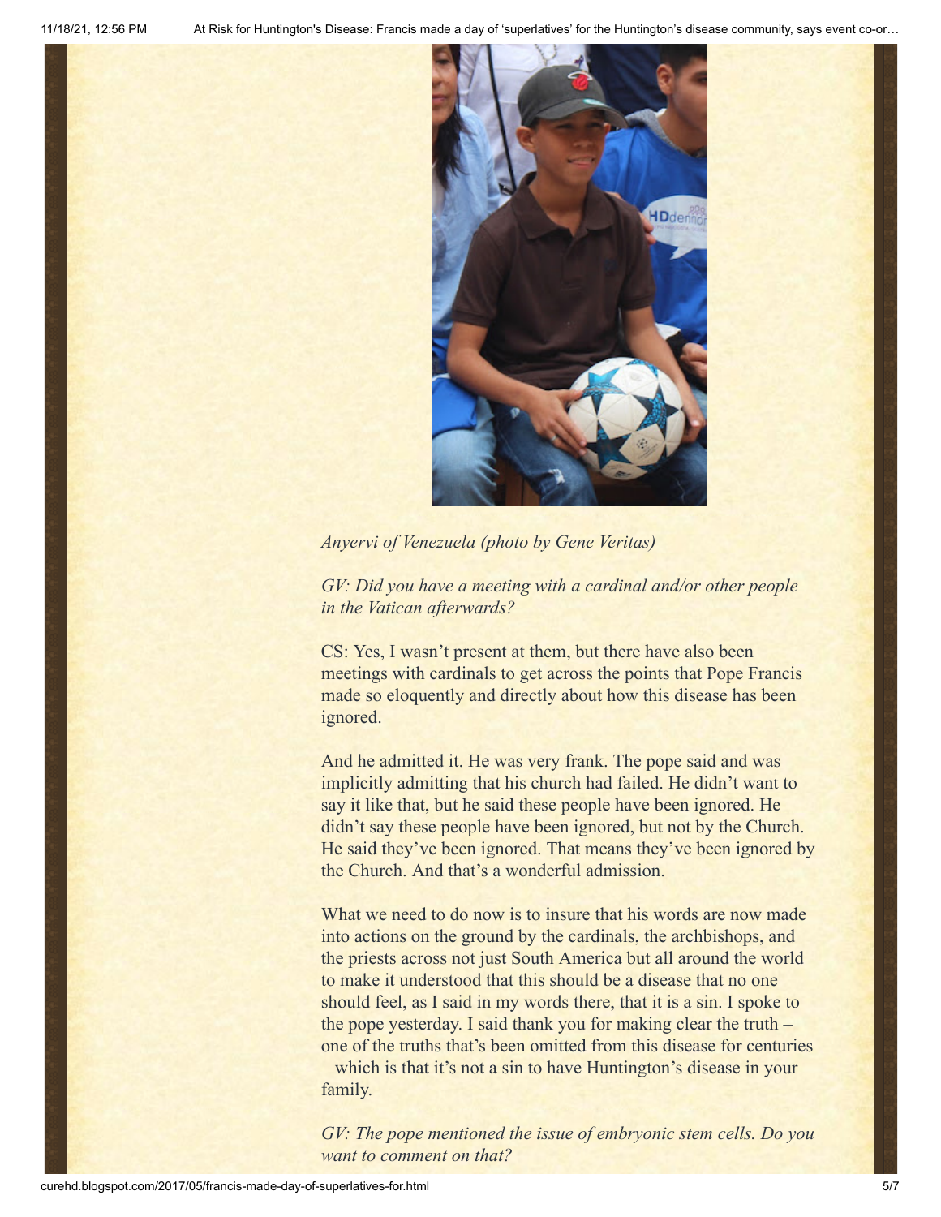*Anyervi of Venezuela (photo by Gene Veritas)*

*GV: Did you have a meeting with a cardinal and/or other people in the Vatican afterwards?*

CS: Yes, I wasn't present at them, but there have also been meetings with cardinals to get across the points that Pope Francis made so eloquently and directly about how this disease has been ignored.

And he admitted it. He was very frank. The pope said and was implicitly admitting that his church had failed. He didn't want to say it like that, but he said these people have been ignored. He didn't say these people have been ignored, but not by the Church. He said they've been ignored. That means they've been ignored by the Church. And that's a wonderful admission.

What we need to do now is to insure that his words are now made into actions on the ground by the cardinals, the archbishops, and the priests across not just South America but all around the world to make it understood that this should be a disease that no one should feel, as I said in my words there, that it is a sin. I spoke to the pope yesterday. I said thank you for making clear the truth – one of the truths that's been omitted from this disease for centuries – which is that it's not a sin to have Huntington's disease in your family.

*GV: The pope mentioned the issue of embryonic stem cells. Do you want to comment on that?*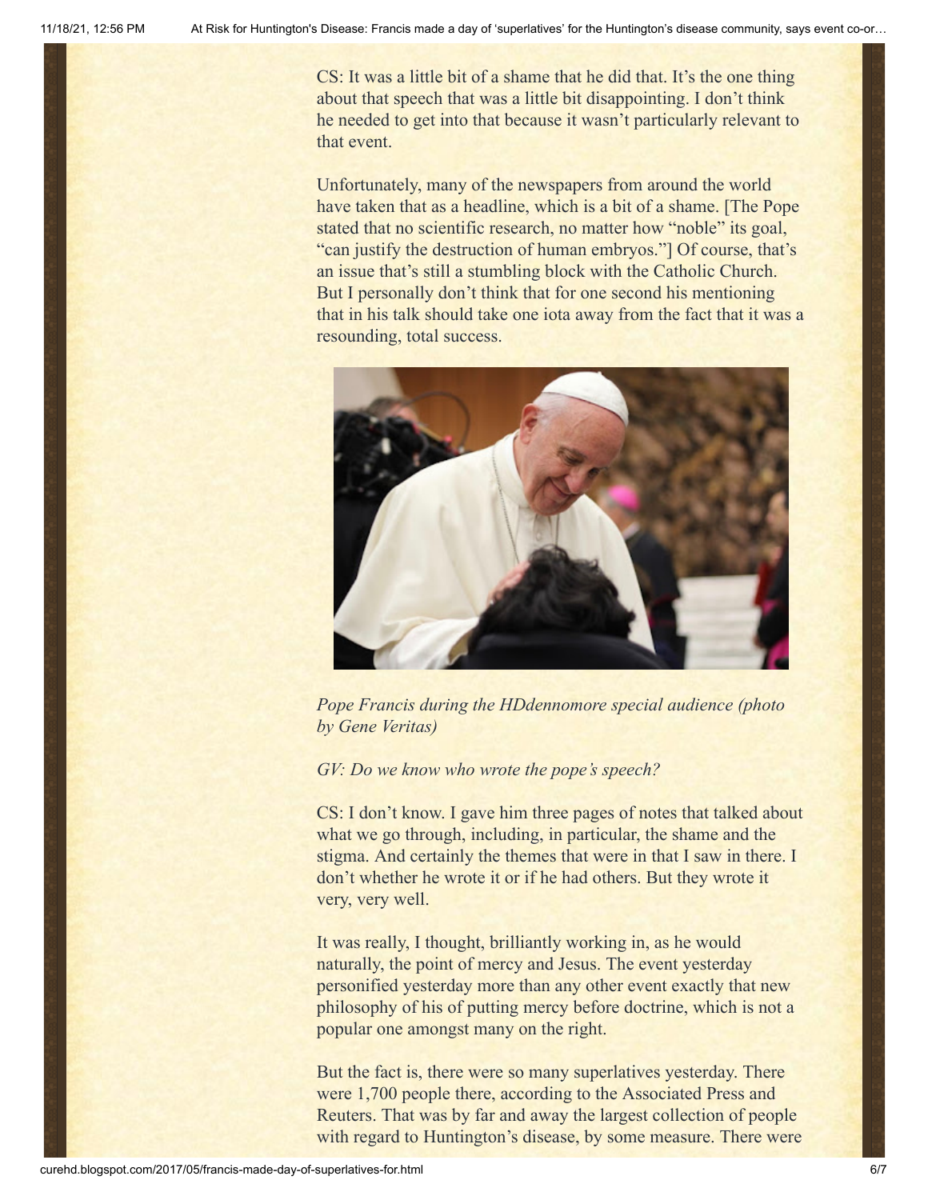CS: It was a little bit of a shame that he did that. It's the one thing about that speech that was a little bit disappointing. I don't think he needed to get into that because it wasn't particularly relevant to that event.

Unfortunately, many of the newspapers from around the world have taken that as a headline, which is a bit of a shame. [The Pope stated that no scientific research, no matter how "noble" its goal, "can justify the destruction of human embryos."] Of course, that's an issue that's still a stumbling block with the Catholic Church. But I personally don't think that for one second his mentioning that in his talk should take one iota away from the fact that it was a resounding, total success.

*Pope Francis during the HDdennomore special audience (photo by Gene Veritas)*

*GV: Do we know who wrote the pope's speech?*

CS: I don't know. I gave him three pages of notes that talked about what we go through, including, in particular, the shame and the stigma. And certainly the themes that were in that I saw in there. I don't whether he wrote it or if he had others. But they wrote it very, very well.

It was really, I thought, brilliantly working in, as he would naturally, the point of mercy and Jesus. The event yesterday personified yesterday more than any other event exactly that new philosophy of his of putting mercy before doctrine, which is not a popular one amongst many on the right.

But the fact is, there were so many superlatives yesterday. There were 1,700 people there, according to the Associated Press and Reuters. That was by far and away the largest collection of people with regard to Huntington's disease, by some measure. There were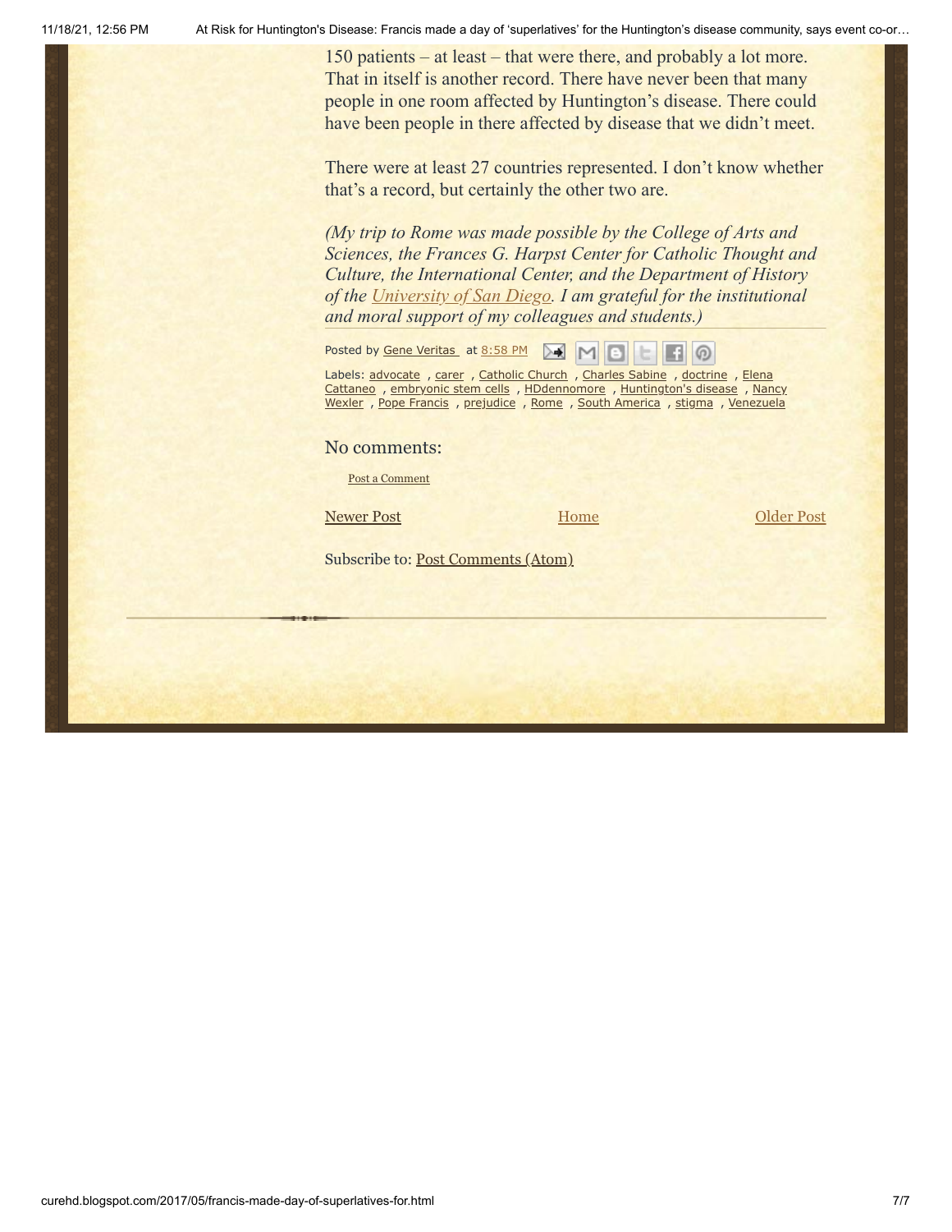150 patients – at least – that were there, and probably a lot more. That in itself is another record. There have never been that many people in one room affected by Huntington's disease. There could have been people in there affected by disease that we didn't meet.

There were at least 27 countries represented. I don't know whether that's a record, but certainly the other two are.

*(My trip to Rome was made possible by the College of Arts and Sciences, the Frances G. Harpst Center for Catholic Thought and Culture, the International Center, and the Department of History of the University of San Diego. I am grateful for the institutional and moral support of my colleagues and students.)*

Posted by Gene Veritas at 8:58 PM

Labels: advocate , carer , Catholic Church , Charles Sabine , doctrine , Elena Cattaneo , embryonic stem cells , HDdennomore , Huntington's disease , Nancy Wexler , Pope Francis , prejudice , Rome , South America , stigma , Venezuela

## No comments:

Post a Comment

Newer Post Home Older Post

Subscribe to: Post Comments (Atom)